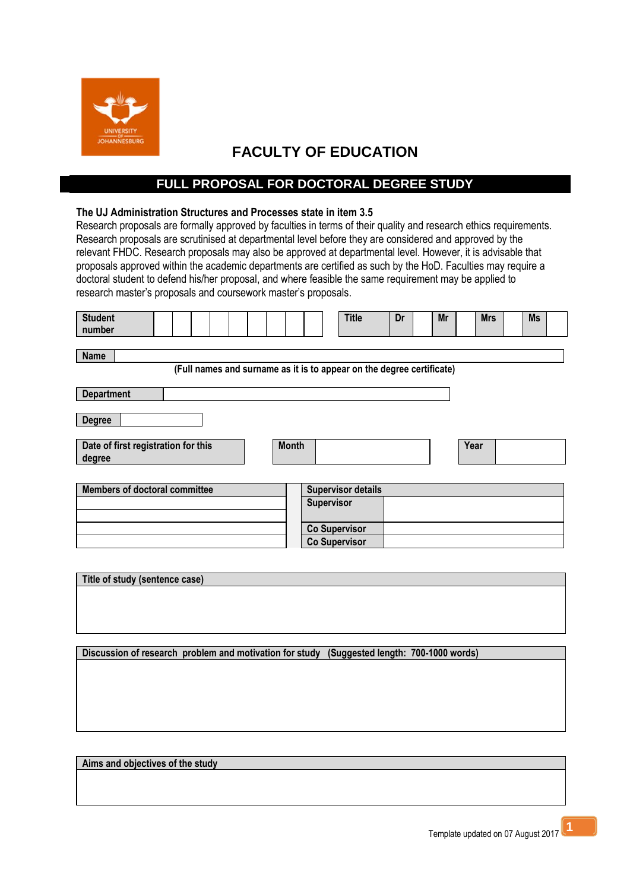# FACULTY OF EDUCATION

## FULL PROPOSAL FOR DOCTORAL DEGREE STUDY

**The UJ Administration Structures and Processes state in item 3.5**

Research proposals are formally approved by faculties in terms of their quality and research ethics requirements. Research proposals are scrutinised at departmental level before they are considered and approved by the relevant FHDC. Research proposals may also be approved at departmental level. However, it is advisable that proposals approved within the academic departments are certified as such by the HoD. Faculties may require a doctoral student to defend his/her proposal, and where feasible the same requirement may be applied to research master's proposals and coursework master's proposals.

| Student number | | | | | | | | | | Title | Dr | | Mr | | Mrs | | Ms | |
|---|---|---|---|---|---|---|---|---|---|---|---|---|---|---|---|---|---|---|

| Name | |
|---|---|

(Full names and surname as it is to appear on the degree certificate)

| Department | |
|---|---|

| Degree | |
|---|---|

| Date of first registration for this degree | Month | | Year | |
|---|---|---|---|---|

| Members of doctoral committee | Supervisor details | |
|---|---|---|
| | Supervisor | |
| | | |
| | Co Supervisor | |
| | Co Supervisor | |

| Title of study (sentence case) |
|---|
| |

| Discussion of research problem and motivation for study (Suggested length: 700-1000 words) |
|---|
| |

| Aims and objectives of the study |
|---|
| |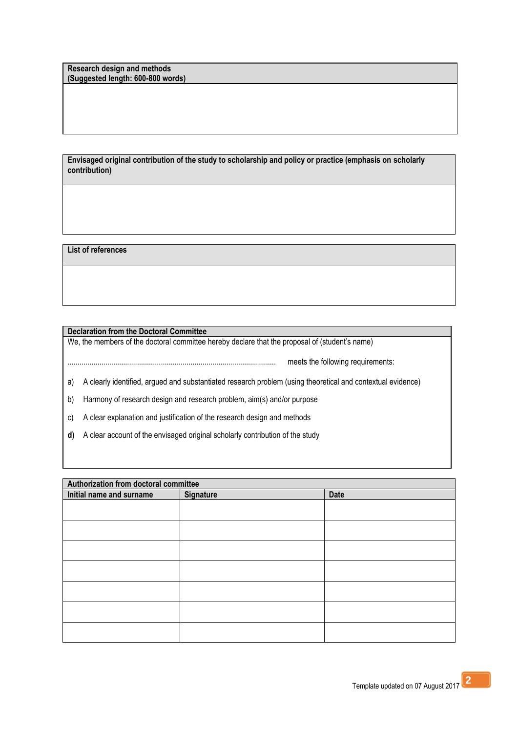| Research design and methods<br>(Suggested length: 600-800 words) |
| --- |
| |

| Envisaged original contribution of the study to scholarship and policy or practice (emphasis on scholarly contribution) |
| --- |
| |

| List of references |
| --- |
| |

**Declaration from the Doctoral Committee**

We, the members of the doctoral committee hereby declare that the proposal of (student's name)

........................................................................................................ meets the following requirements:

a) A clearly identified, argued and substantiated research problem (using theoretical and contextual evidence)

b) Harmony of research design and research problem, aim(s) and/or purpose

c) A clear explanation and justification of the research design and methods

**d)** A clear account of the envisaged original scholarly contribution of the study

| Authorization from doctoral committee | | |
| --- | --- | --- |
| **Initial name and surname** | **Signature** | **Date** |
| | | |
| | | |
| | | |
| | | |
| | | |
| | | |
| | | |

Template updated on 07 August 2017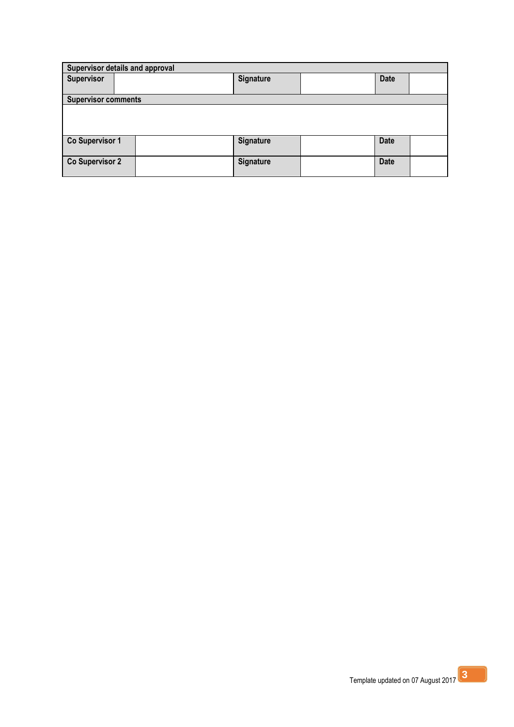| Supervisor details and approval | | | | | |
|---|---|---|---|---|---|
| **Supervisor** | | **Signature** | | **Date** | |
| **Supervisor comments** | | | | | |
| | | | | | |
| **Co Supervisor 1** | | **Signature** | | **Date** | |
| **Co Supervisor 2** | | **Signature** | | **Date** | |

Template updated on 07 August 2017